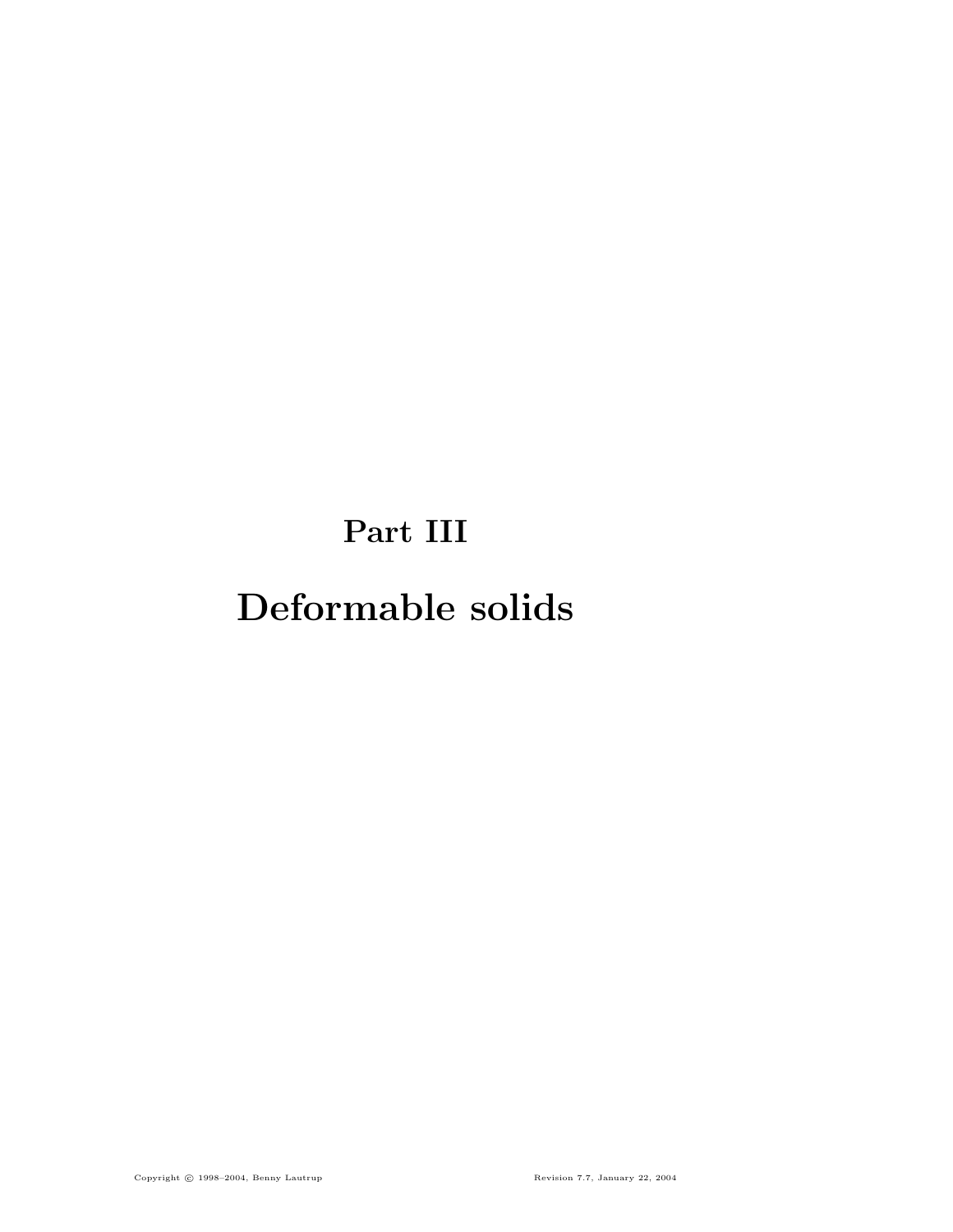# Part III

# Deformable solids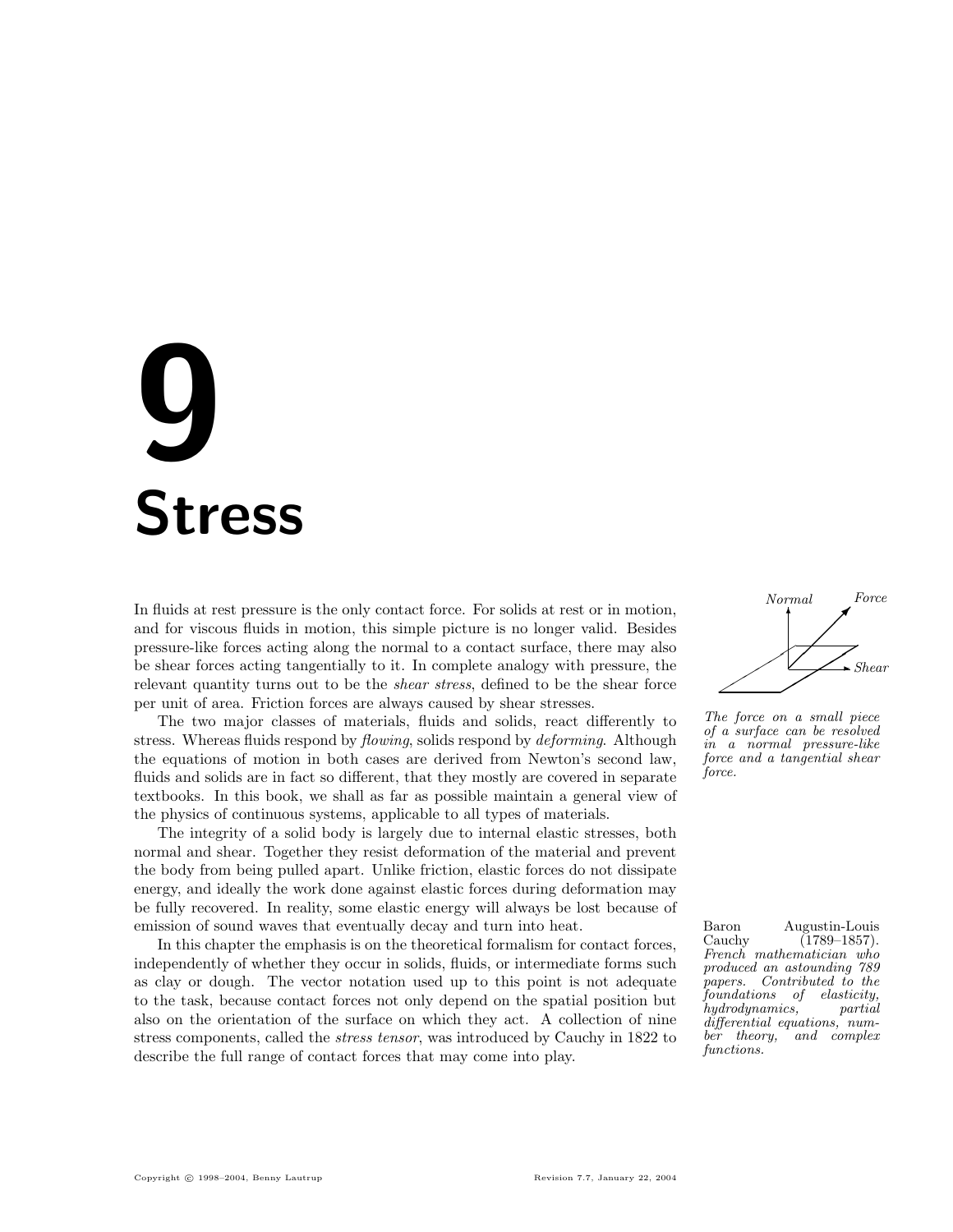# 9 Stress

In fluids at rest pressure is the only contact force. For solids at rest or in motion, and for viscous fluids in motion, this simple picture is no longer valid. Besides pressure-like forces acting along the normal to a contact surface, there may also be shear forces acting tangentially to it. In complete analogy with pressure, the relevant quantity turns out to be the *shear stress*, defined to be the shear force per unit of area. Friction forces are always caused by shear stresses.

*The force on a small piece of a surface can be resolved in a normal pressure-like force and a tangential shear force.*

The two major classes of materials, fluids and solids, react differently to stress. Whereas fluids respond by *flowing*, solids respond by *deforming*. Although the equations of motion in both cases are derived from Newton's second law, fluids and solids are in fact so different, that they mostly are covered in separate textbooks. In this book, we shall as far as possible maintain a general view of the physics of continuous systems, applicable to all types of materials.

The integrity of a solid body is largely due to internal elastic stresses, both normal and shear. Together they resist deformation of the material and prevent the body from being pulled apart. Unlike friction, elastic forces do not dissipate energy, and ideally the work done against elastic forces during deformation may be fully recovered. In reality, some elastic energy will always be lost because of emission of sound waves that eventually decay and turn into heat.

In this chapter the emphasis is on the theoretical formalism for contact forces, independently of whether they occur in solids, fluids, or intermediate forms such as clay or dough. The vector notation used up to this point is not adequate to the task, because contact forces not only depend on the spatial position but also on the orientation of the surface on which they act. A collection of nine stress components, called the *stress tensor*, was introduced by Cauchy in 1822 to describe the full range of contact forces that may come into play.

Baron Augustin-Louis Cauchy (1789–1857). *French mathematician who produced an astounding 789 papers. Contributed to the foundations of elasticity, hydrodynamics, partial differential equations, number theory, and complex functions.*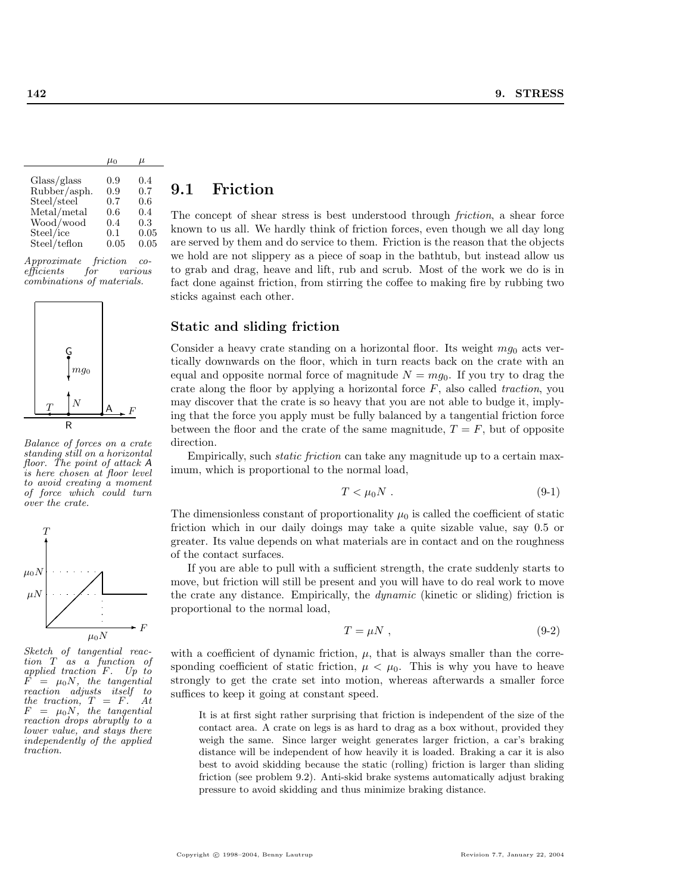|  | $\mu_0$ | $\mu$ |
|---|---|---|
| Glass/glass | 0.9 | 0.4 |
| Rubber/asph. | 0.9 | 0.7 |
| Steel/steel | 0.7 | 0.6 |
| Metal/metal | 0.6 | 0.4 |
| Wood/wood | 0.4 | 0.3 |
| Steel/ice | 0.1 | 0.05 |
| Steel/teflon | 0.05 | 0.05 |

*Approximate friction coefficients for various combinations of materials.*

*Balance of forces on a crate standing still on a horizontal floor. The point of attack A is here chosen at floor level to avoid creating a moment of force which could turn over the crate.*

*Sketch of tangential reaction $T$ as a function of applied traction $F$. Up to $F = \mu_0 N$, the tangential reaction adjusts itself to the traction, $T = F$. At $F = \mu_0 N$, the tangential reaction drops abruptly to a lower value, and stays there independently of the applied traction.*

## 9.1 Friction

The concept of shear stress is best understood through *friction*, a shear force known to us all. We hardly think of friction forces, even though we all day long are served by them and do service to them. Friction is the reason that the objects we hold are not slippery as a piece of soap in the bathtub, but instead allow us to grab and drag, heave and lift, rub and scrub. Most of the work we do is in fact done against friction, from stirring the coffee to making fire by rubbing two sticks against each other.

### Static and sliding friction

Consider a heavy crate standing on a horizontal floor. Its weight $mg_0$ acts vertically downwards on the floor, which in turn reacts back on the crate with an equal and opposite normal force of magnitude $N = mg_0$. If you try to drag the crate along the floor by applying a horizontal force $F$, also called *traction*, you may discover that the crate is so heavy that you are not able to budge it, implying that the force you apply must be fully balanced by a tangential friction force between the floor and the crate of the same magnitude, $T = F$, but of opposite direction.

Empirically, such *static friction* can take any magnitude up to a certain maximum, which is proportional to the normal load,

$$T < \mu_0 N \ . \tag{9-1}$$

The dimensionless constant of proportionality $\mu_0$ is called the coefficient of static friction which in our daily doings may take a quite sizable value, say 0.5 or greater. Its value depends on what materials are in contact and on the roughness of the contact surfaces.

If you are able to pull with a sufficient strength, the crate suddenly starts to move, but friction will still be present and you will have to do real work to move the crate any distance. Empirically, the *dynamic* (kinetic or sliding) friction is proportional to the normal load,

$$T = \mu N \ , \tag{9-2}$$

with a coefficient of dynamic friction, $\mu$, that is always smaller than the corresponding coefficient of static friction, $\mu < \mu_0$. This is why you have to heave strongly to get the crate set into motion, whereas afterwards a smaller force suffices to keep it going at constant speed.

> It is at first sight rather surprising that friction is independent of the size of the contact area. A crate on legs is as hard to drag as a box without, provided they weigh the same. Since larger weight generates larger friction, a car's braking distance will be independent of how heavily it is loaded. Braking a car it is also best to avoid skidding because the static (rolling) friction is larger than sliding friction (see problem 9.2). Anti-skid brake systems automatically adjust braking pressure to avoid skidding and thus minimize braking distance.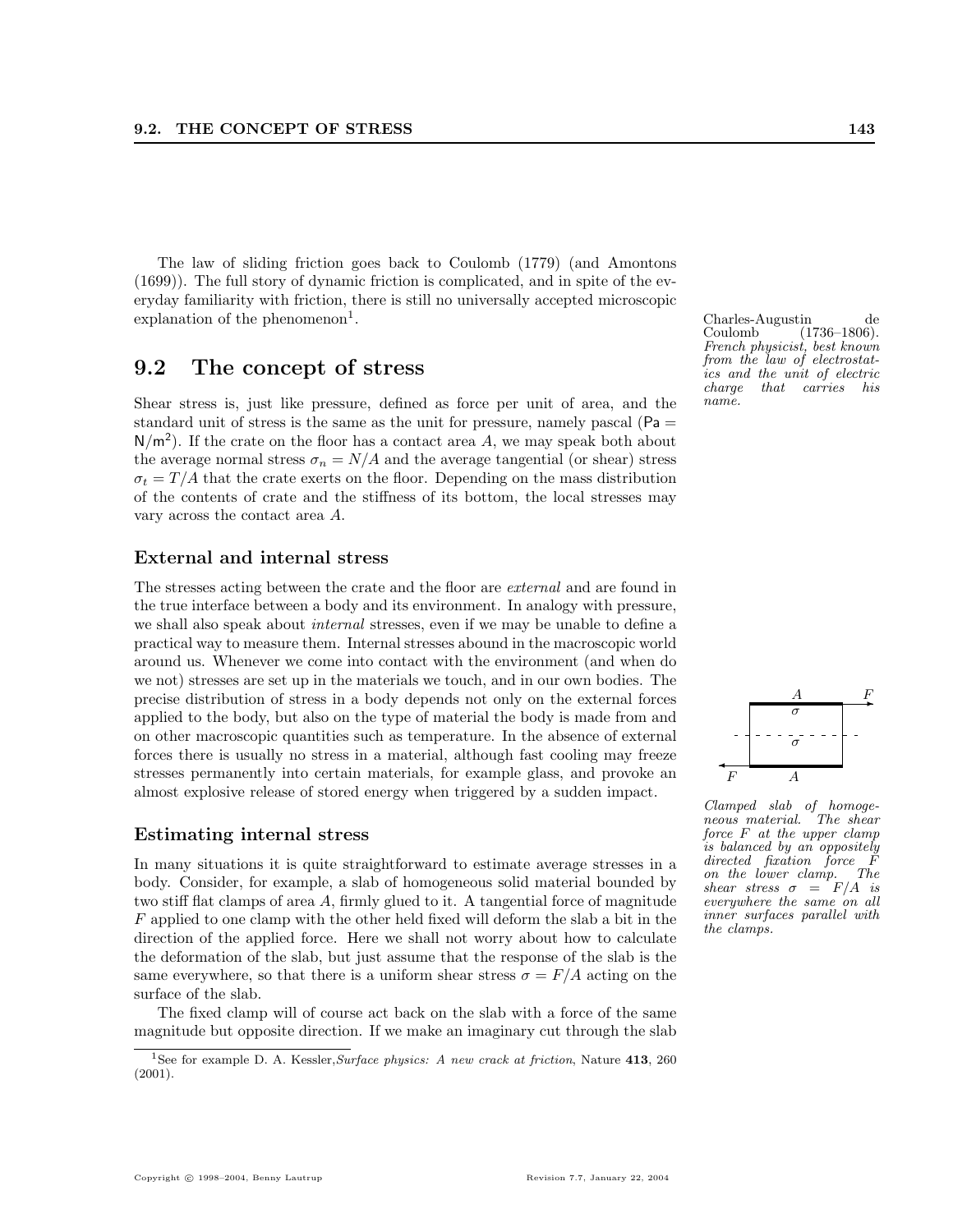The law of sliding friction goes back to Coulomb (1779) (and Amontons (1699)). The full story of dynamic friction is complicated, and in spite of the everyday familiarity with friction, there is still no universally accepted microscopic explanation of the phenomenon[1].

Charles-Augustin de Coulomb (1736–1806). *French physicist, best known from the law of electrostatics and the unit of electric charge that carries his name.*

## 9.2 The concept of stress

Shear stress is, just like pressure, defined as force per unit of area, and the standard unit of stress is the same as the unit for pressure, namely pascal (Pa = N/m$^2$). If the crate on the floor has a contact area $A$, we may speak both about the average normal stress $\sigma_n = N/A$ and the average tangential (or shear) stress $\sigma_t = T/A$ that the crate exerts on the floor. Depending on the mass distribution of the contents of crate and the stiffness of its bottom, the local stresses may vary across the contact area $A$.

### External and internal stress

The stresses acting between the crate and the floor are *external* and are found in the true interface between a body and its environment. In analogy with pressure, we shall also speak about *internal* stresses, even if we may be unable to define a practical way to measure them. Internal stresses abound in the macroscopic world around us. Whenever we come into contact with the environment (and when do we not) stresses are set up in the materials we touch, and in our own bodies. The precise distribution of stress in a body depends not only on the external forces applied to the body, but also on the type of material the body is made from and on other macroscopic quantities such as temperature. In the absence of external forces there is usually no stress in a material, although fast cooling may freeze stresses permanently into certain materials, for example glass, and provoke an almost explosive release of stored energy when triggered by a sudden impact.

A
F
σ
σ
F
A

*Clamped slab of homogeneous material. The shear force $F$ at the upper clamp is balanced by an oppositely directed fixation force $F$ on the lower clamp. The shear stress $\sigma = F/A$ is everywhere the same on all inner surfaces parallel with the clamps.*

### Estimating internal stress

In many situations it is quite straightforward to estimate average stresses in a body. Consider, for example, a slab of homogeneous solid material bounded by two stiff flat clamps of area $A$, firmly glued to it. A tangential force of magnitude $F$ applied to one clamp with the other held fixed will deform the slab a bit in the direction of the applied force. Here we shall not worry about how to calculate the deformation of the slab, but just assume that the response of the slab is the same everywhere, so that there is a uniform shear stress $\sigma = F/A$ acting on the surface of the slab.

The fixed clamp will of course act back on the slab with a force of the same magnitude but opposite direction. If we make an imaginary cut through the slab

[1] See for example D. A. Kessler, *Surface physics: A new crack at friction*, Nature **413**, 260 (2001).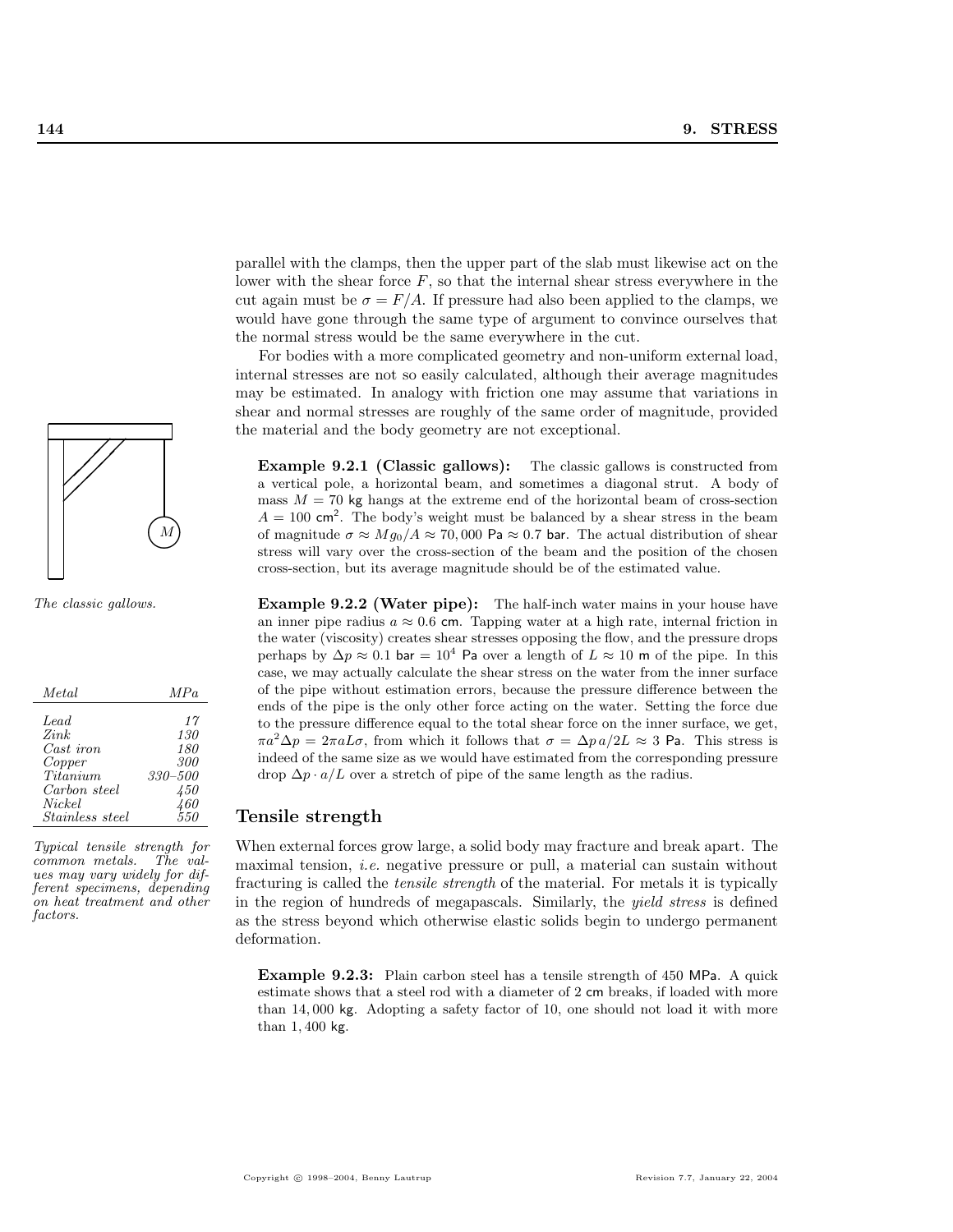parallel with the clamps, then the upper part of the slab must likewise act on the lower with the shear force $F$, so that the internal shear stress everywhere in the cut again must be $\sigma = F/A$. If pressure had also been applied to the clamps, we would have gone through the same type of argument to convince ourselves that the normal stress would be the same everywhere in the cut.

For bodies with a more complicated geometry and non-uniform external load, internal stresses are not so easily calculated, although their average magnitudes may be estimated. In analogy with friction one may assume that variations in shear and normal stresses are roughly of the same order of magnitude, provided the material and the body geometry are not exceptional.

*The classic gallows.*

**Example 9.2.1 (Classic gallows):** The classic gallows is constructed from a vertical pole, a horizontal beam, and sometimes a diagonal strut. A body of mass $M = 70$ kg hangs at the extreme end of the horizontal beam of cross-section $A = 100$ cm$^2$. The body's weight must be balanced by a shear stress in the beam of magnitude $\sigma \approx Mg_0/A \approx 70{,}000$ Pa $\approx 0.7$ bar. The actual distribution of shear stress will vary over the cross-section of the beam and the position of the chosen cross-section, but its average magnitude should be of the estimated value.

**Example 9.2.2 (Water pipe):** The half-inch water mains in your house have an inner pipe radius $a \approx 0.6$ cm. Tapping water at a high rate, internal friction in the water (viscosity) creates shear stresses opposing the flow, and the pressure drops perhaps by $\Delta p \approx 0.1$ bar $= 10^4$ Pa over a length of $L \approx 10$ m of the pipe. In this case, we may actually calculate the shear stress on the water from the inner surface of the pipe without estimation errors, because the pressure difference between the ends of the pipe is the only other force acting on the water. Setting the force due to the pressure difference equal to the total shear force on the inner surface, we get, $\pi a^2 \Delta p = 2\pi a L \sigma$, from which it follows that $\sigma = \Delta p\, a/2L \approx 3$ Pa. This stress is indeed of the same size as we would have estimated from the corresponding pressure drop $\Delta p \cdot a/L$ over a stretch of pipe of the same length as the radius.

| *Metal* | *MPa* |
|---|---|
| *Lead* | *17* |
| *Zink* | *130* |
| *Cast iron* | *180* |
| *Copper* | *300* |
| *Titanium* | *330–500* |
| *Carbon steel* | *450* |
| *Nickel* | *460* |
| *Stainless steel* | *550* |

*Typical tensile strength for common metals. The values may vary widely for different specimens, depending on heat treatment and other factors.*

## Tensile strength

When external forces grow large, a solid body may fracture and break apart. The maximal tension, *i.e.* negative pressure or pull, a material can sustain without fracturing is called the *tensile strength* of the material. For metals it is typically in the region of hundreds of megapascals. Similarly, the *yield stress* is defined as the stress beyond which otherwise elastic solids begin to undergo permanent deformation.

**Example 9.2.3:** Plain carbon steel has a tensile strength of 450 MPa. A quick estimate shows that a steel rod with a diameter of 2 cm breaks, if loaded with more than 14,000 kg. Adopting a safety factor of 10, one should not load it with more than 1,400 kg.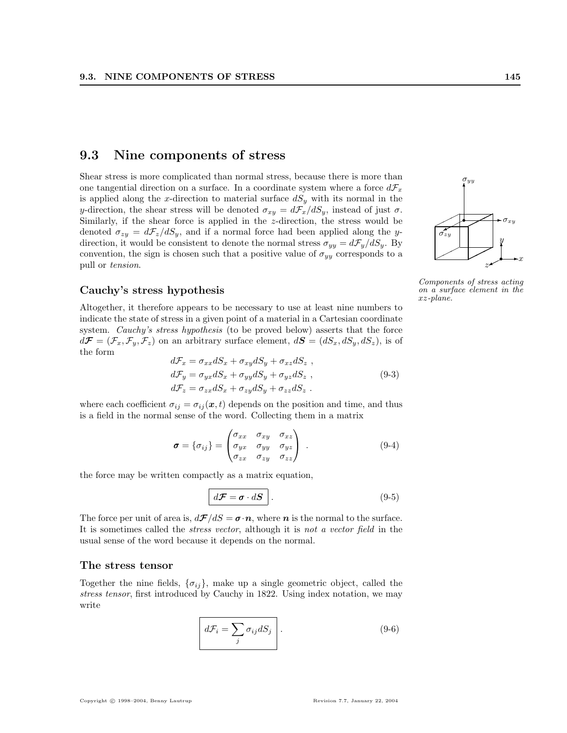## 9.3 Nine components of stress

Shear stress is more complicated than normal stress, because there is more than one tangential direction on a surface. In a coordinate system where a force $d\mathcal{F}_x$ is applied along the $x$-direction to material surface $dS_y$ with its normal in the $y$-direction, the shear stress will be denoted $\sigma_{xy} = d\mathcal{F}_x/dS_y$, instead of just $\sigma$. Similarly, if the shear force is applied in the $z$-direction, the stress would be denoted $\sigma_{zy} = d\mathcal{F}_z/dS_y$, and if a normal force had been applied along the $y$-direction, it would be consistent to denote the normal stress $\sigma_{yy} = d\mathcal{F}_y/dS_y$. By convention, the sign is chosen such that a positive value of $\sigma_{yy}$ corresponds to a pull or *tension*.

*Components of stress acting on a surface element in the xz-plane.*

### Cauchy's stress hypothesis

Altogether, it therefore appears to be necessary to use at least nine numbers to indicate the state of stress in a given point of a material in a Cartesian coordinate system. *Cauchy's stress hypothesis* (to be proved below) asserts that the force $d\boldsymbol{\mathcal{F}} = (\mathcal{F}_x, \mathcal{F}_y, \mathcal{F}_z)$ on an arbitrary surface element, $d\boldsymbol{S} = (dS_x, dS_y, dS_z)$, is of the form

$$
\begin{aligned}
d\mathcal{F}_x &= \sigma_{xx} dS_x + \sigma_{xy} dS_y + \sigma_{xz} dS_z \ , \\
d\mathcal{F}_y &= \sigma_{yx} dS_x + \sigma_{yy} dS_y + \sigma_{yz} dS_z \ , \\
d\mathcal{F}_z &= \sigma_{zx} dS_x + \sigma_{zy} dS_y + \sigma_{zz} dS_z \ .
\end{aligned}
\tag{9-3}
$$

where each coefficient $\sigma_{ij} = \sigma_{ij}(\boldsymbol{x}, t)$ depends on the position and time, and thus is a field in the normal sense of the word. Collecting them in a matrix

$$
\boldsymbol{\sigma} = \{\sigma_{ij}\} = \begin{pmatrix} \sigma_{xx} & \sigma_{xy} & \sigma_{xz} \\ \sigma_{yx} & \sigma_{yy} & \sigma_{yz} \\ \sigma_{zx} & \sigma_{zy} & \sigma_{zz} \end{pmatrix} \ . \tag{9-4}
$$

the force may be written compactly as a matrix equation,

$$
\boxed{d\boldsymbol{\mathcal{F}} = \boldsymbol{\sigma} \cdot d\boldsymbol{S}} \ . \tag{9-5}
$$

The force per unit of area is, $d\boldsymbol{\mathcal{F}}/dS = \boldsymbol{\sigma} \cdot \boldsymbol{n}$, where $\boldsymbol{n}$ is the normal to the surface. It is sometimes called the *stress vector*, although it is *not a vector field* in the usual sense of the word because it depends on the normal.

### The stress tensor

Together the nine fields, $\{\sigma_{ij}\}$, make up a single geometric object, called the *stress tensor*, first introduced by Cauchy in 1822. Using index notation, we may write

$$
\boxed{d\mathcal{F}_i = \sum_j \sigma_{ij} dS_j} \ . \tag{9-6}
$$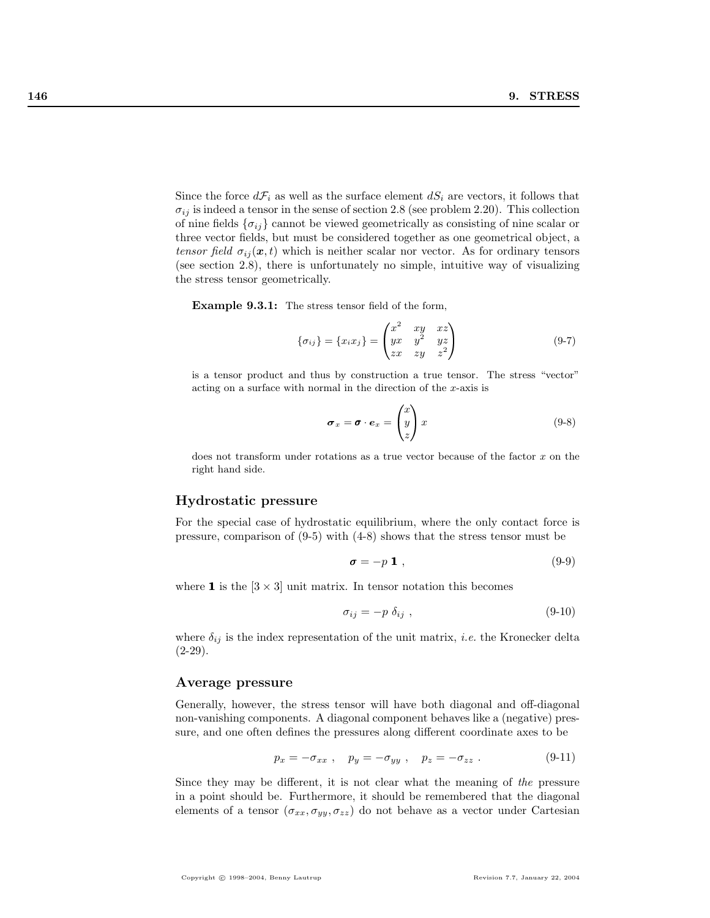Since the force $d\mathcal{F}_i$ as well as the surface element $dS_i$ are vectors, it follows that $\sigma_{ij}$ is indeed a tensor in the sense of section 2.8 (see problem 2.20). This collection of nine fields $\{\sigma_{ij}\}$ cannot be viewed geometrically as consisting of nine scalar or three vector fields, but must be considered together as one geometrical object, a *tensor field* $\sigma_{ij}(\boldsymbol{x}, t)$ which is neither scalar nor vector. As for ordinary tensors (see section 2.8), there is unfortunately no simple, intuitive way of visualizing the stress tensor geometrically.

**Example 9.3.1:** The stress tensor field of the form,

$$\{\sigma_{ij}\} = \{x_i x_j\} = \begin{pmatrix} x^2 & xy & xz \\ yx & y^2 & yz \\ zx & zy & z^2 \end{pmatrix} \tag{9-7}$$

is a tensor product and thus by construction a true tensor. The stress "vector" acting on a surface with normal in the direction of the $x$-axis is

$$\boldsymbol{\sigma}_x = \boldsymbol{\sigma} \cdot \boldsymbol{e}_x = \begin{pmatrix} x \\ y \\ z \end{pmatrix} x \tag{9-8}$$

does not transform under rotations as a true vector because of the factor $x$ on the right hand side.

## Hydrostatic pressure

For the special case of hydrostatic equilibrium, where the only contact force is pressure, comparison of (9-5) with (4-8) shows that the stress tensor must be

$$\boldsymbol{\sigma} = -p \, \mathbf{1} \ , \tag{9-9}$$

where $\mathbf{1}$ is the $[3 \times 3]$ unit matrix. In tensor notation this becomes

$$\sigma_{ij} = -p \, \delta_{ij} \ , \tag{9-10}$$

where $\delta_{ij}$ is the index representation of the unit matrix, *i.e.* the Kronecker delta (2-29).

## Average pressure

Generally, however, the stress tensor will have both diagonal and off-diagonal non-vanishing components. A diagonal component behaves like a (negative) pressure, and one often defines the pressures along different coordinate axes to be

$$p_x = -\sigma_{xx} \ , \quad p_y = -\sigma_{yy} \ , \quad p_z = -\sigma_{zz} \ . \tag{9-11}$$

Since they may be different, it is not clear what the meaning of *the* pressure in a point should be. Furthermore, it should be remembered that the diagonal elements of a tensor $(\sigma_{xx}, \sigma_{yy}, \sigma_{zz})$ do not behave as a vector under Cartesian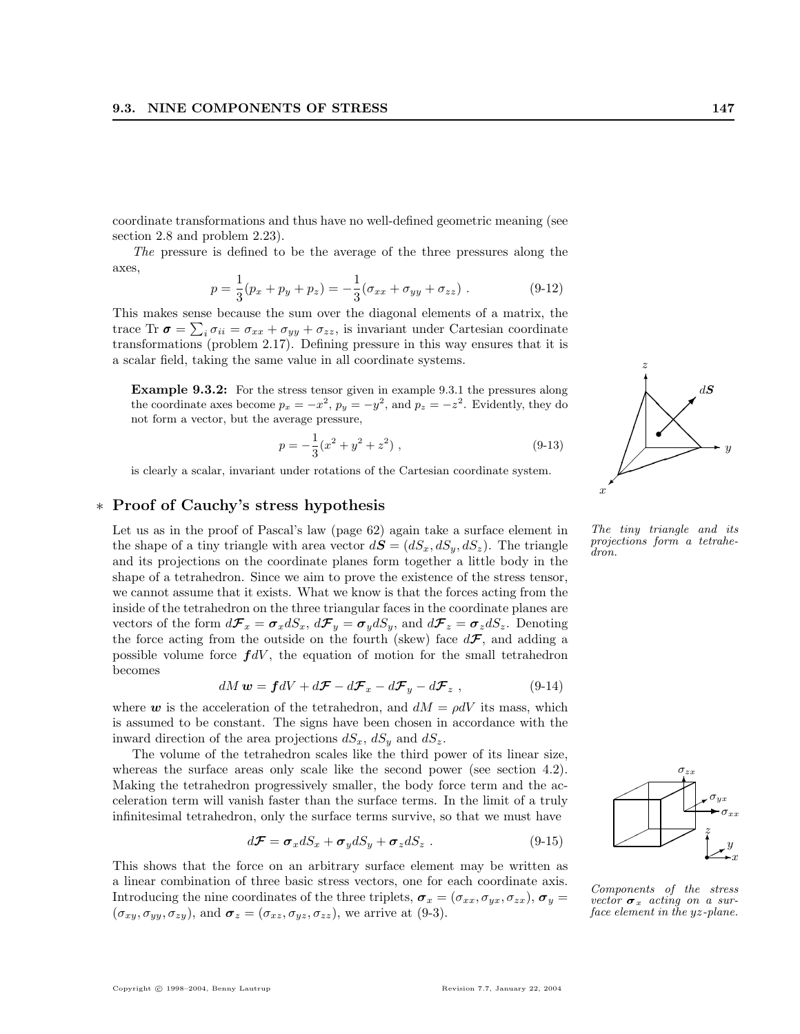coordinate transformations and thus have no well-defined geometric meaning (see section 2.8 and problem 2.23).

*The* pressure is defined to be the average of the three pressures along the axes,

$$p = \frac{1}{3}(p_x + p_y + p_z) = -\frac{1}{3}(\sigma_{xx} + \sigma_{yy} + \sigma_{zz}) \ . \tag{9-12}$$

This makes sense because the sum over the diagonal elements of a matrix, the trace $\text{Tr}\, \boldsymbol{\sigma} = \sum_i \sigma_{ii} = \sigma_{xx} + \sigma_{yy} + \sigma_{zz}$, is invariant under Cartesian coordinate transformations (problem 2.17). Defining pressure in this way ensures that it is a scalar field, taking the same value in all coordinate systems.

**Example 9.3.2:** For the stress tensor given in example 9.3.1 the pressures along the coordinate axes become $p_x = -x^2$, $p_y = -y^2$, and $p_z = -z^2$. Evidently, they do not form a vector, but the average pressure,

$$p = -\frac{1}{3}(x^2 + y^2 + z^2) \ , \tag{9-13}$$

is clearly a scalar, invariant under rotations of the Cartesian coordinate system.

## ∗ Proof of Cauchy's stress hypothesis

Let us as in the proof of Pascal's law (page 62) again take a surface element in the shape of a tiny triangle with area vector $d\boldsymbol{S} = (dS_x, dS_y, dS_z)$. The triangle and its projections on the coordinate planes form together a little body in the shape of a tetrahedron. Since we aim to prove the existence of the stress tensor, we cannot assume that it exists. What we know is that the forces acting from the inside of the tetrahedron on the three triangular faces in the coordinate planes are vectors of the form $d\boldsymbol{\mathcal{F}}_x = \boldsymbol{\sigma}_x dS_x$, $d\boldsymbol{\mathcal{F}}_y = \boldsymbol{\sigma}_y dS_y$, and $d\boldsymbol{\mathcal{F}}_z = \boldsymbol{\sigma}_z dS_z$. Denoting the force acting from the outside on the fourth (skew) face $d\boldsymbol{\mathcal{F}}$, and adding a possible volume force $\boldsymbol{f} dV$, the equation of motion for the small tetrahedron becomes

$$dM\, \boldsymbol{w} = \boldsymbol{f} dV + d\boldsymbol{\mathcal{F}} - d\boldsymbol{\mathcal{F}}_x - d\boldsymbol{\mathcal{F}}_y - d\boldsymbol{\mathcal{F}}_z \ , \tag{9-14}$$

where $\boldsymbol{w}$ is the acceleration of the tetrahedron, and $dM = \rho dV$ its mass, which is assumed to be constant. The signs have been chosen in accordance with the inward direction of the area projections $dS_x$, $dS_y$ and $dS_z$.

The volume of the tetrahedron scales like the third power of its linear size, whereas the surface areas only scale like the second power (see section 4.2). Making the tetrahedron progressively smaller, the body force term and the acceleration term will vanish faster than the surface terms. In the limit of a truly infinitesimal tetrahedron, only the surface terms survive, so that we must have

$$d\boldsymbol{\mathcal{F}} = \boldsymbol{\sigma}_x dS_x + \boldsymbol{\sigma}_y dS_y + \boldsymbol{\sigma}_z dS_z \ . \tag{9-15}$$

This shows that the force on an arbitrary surface element may be written as a linear combination of three basic stress vectors, one for each coordinate axis. Introducing the nine coordinates of the three triplets, $\boldsymbol{\sigma}_x = (\sigma_{xx}, \sigma_{yx}, \sigma_{zx})$, $\boldsymbol{\sigma}_y = (\sigma_{xy}, \sigma_{yy}, \sigma_{zy})$, and $\boldsymbol{\sigma}_z = (\sigma_{xz}, \sigma_{yz}, \sigma_{zz})$, we arrive at (9-3).

*The tiny triangle and its projections form a tetrahedron.*

*Components of the stress vector $\boldsymbol{\sigma}_x$ acting on a surface element in the yz-plane.*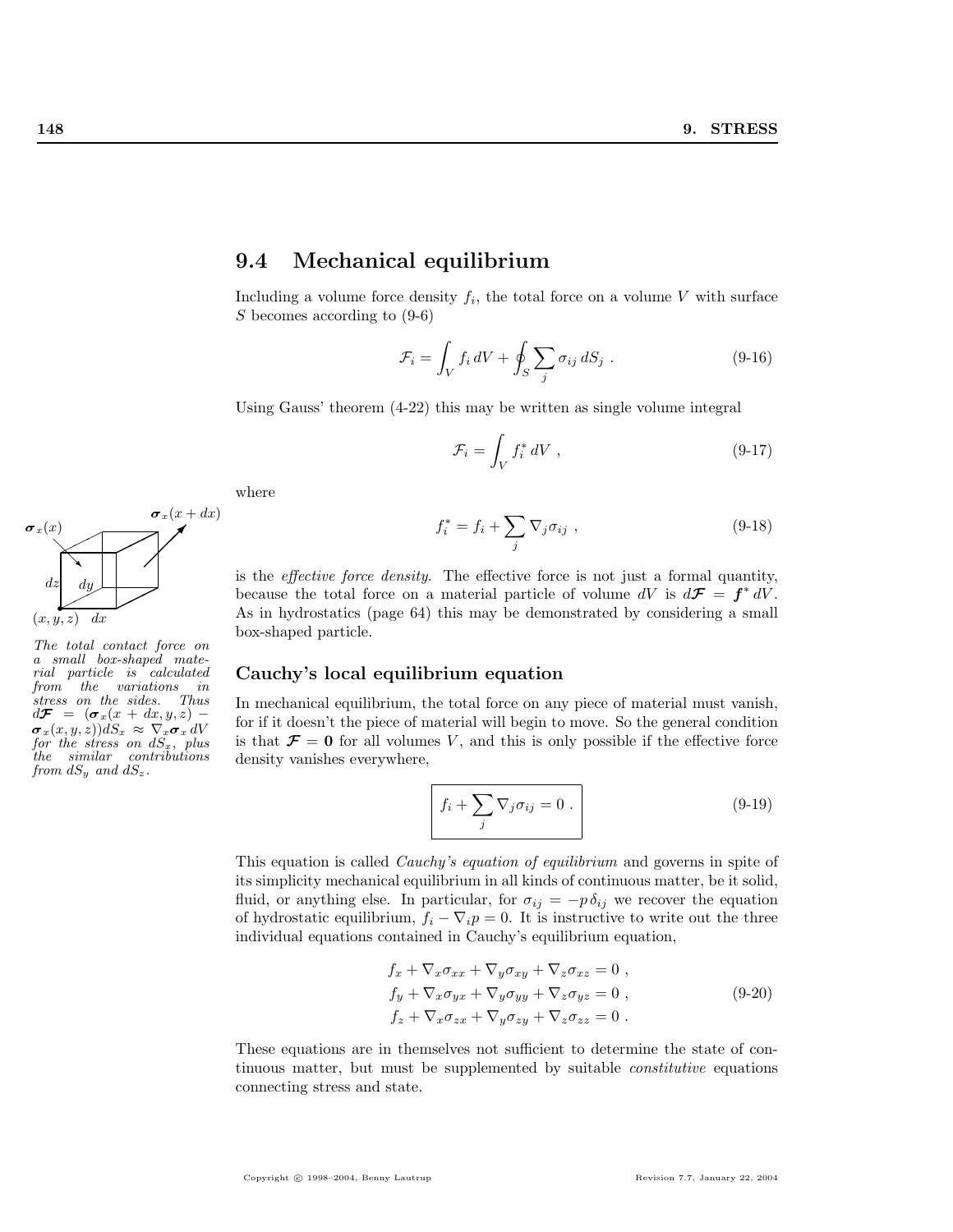## 9.4 Mechanical equilibrium

Including a volume force density $f_i$, the total force on a volume $V$ with surface $S$ becomes according to (9-6)

$$\mathcal{F}_i = \int_V f_i \, dV + \oint_S \sum_j \sigma_{ij} \, dS_j \, . \tag{9-16}$$

Using Gauss' theorem (4-22) this may be written as single volume integral

$$\mathcal{F}_i = \int_V f_i^* \, dV \, , \tag{9-17}$$

where

$$f_i^* = f_i + \sum_j \nabla_j \sigma_{ij} \, , \tag{9-18}$$

is the *effective force density*. The effective force is not just a formal quantity, because the total force on a material particle of volume $dV$ is $d\boldsymbol{\mathcal{F}} = \boldsymbol{f}^* \, dV$. As in hydrostatics (page 64) this may be demonstrated by considering a small box-shaped particle.

*The total contact force on a small box-shaped material particle is calculated from the variations in stress on the sides. Thus $d\boldsymbol{\mathcal{F}} = (\boldsymbol{\sigma}_x(x+dx, y, z) - \boldsymbol{\sigma}_x(x, y, z))dS_x \approx \nabla_x \boldsymbol{\sigma}_x \, dV$ for the stress on $dS_x$, plus the similar contributions from $dS_y$ and $dS_z$.*

### Cauchy's local equilibrium equation

In mechanical equilibrium, the total force on any piece of material must vanish, for if it doesn't the piece of material will begin to move. So the general condition is that $\boldsymbol{\mathcal{F}} = \boldsymbol{0}$ for all volumes $V$, and this is only possible if the effective force density vanishes everywhere,

$$\boxed{f_i + \sum_j \nabla_j \sigma_{ij} = 0 \, .} \tag{9-19}$$

This equation is called *Cauchy's equation of equilibrium* and governs in spite of its simplicity mechanical equilibrium in all kinds of continuous matter, be it solid, fluid, or anything else. In particular, for $\sigma_{ij} = -p \, \delta_{ij}$ we recover the equation of hydrostatic equilibrium, $f_i - \nabla_i p = 0$. It is instructive to write out the three individual equations contained in Cauchy's equilibrium equation,

$$\begin{aligned}
f_x + \nabla_x \sigma_{xx} + \nabla_y \sigma_{xy} + \nabla_z \sigma_{xz} &= 0 \, , \\
f_y + \nabla_x \sigma_{yx} + \nabla_y \sigma_{yy} + \nabla_z \sigma_{yz} &= 0 \, , \\
f_z + \nabla_x \sigma_{zx} + \nabla_y \sigma_{zy} + \nabla_z \sigma_{zz} &= 0 \, .
\end{aligned} \tag{9-20}$$

These equations are in themselves not sufficient to determine the state of continuous matter, but must be supplemented by suitable *constitutive* equations connecting stress and state.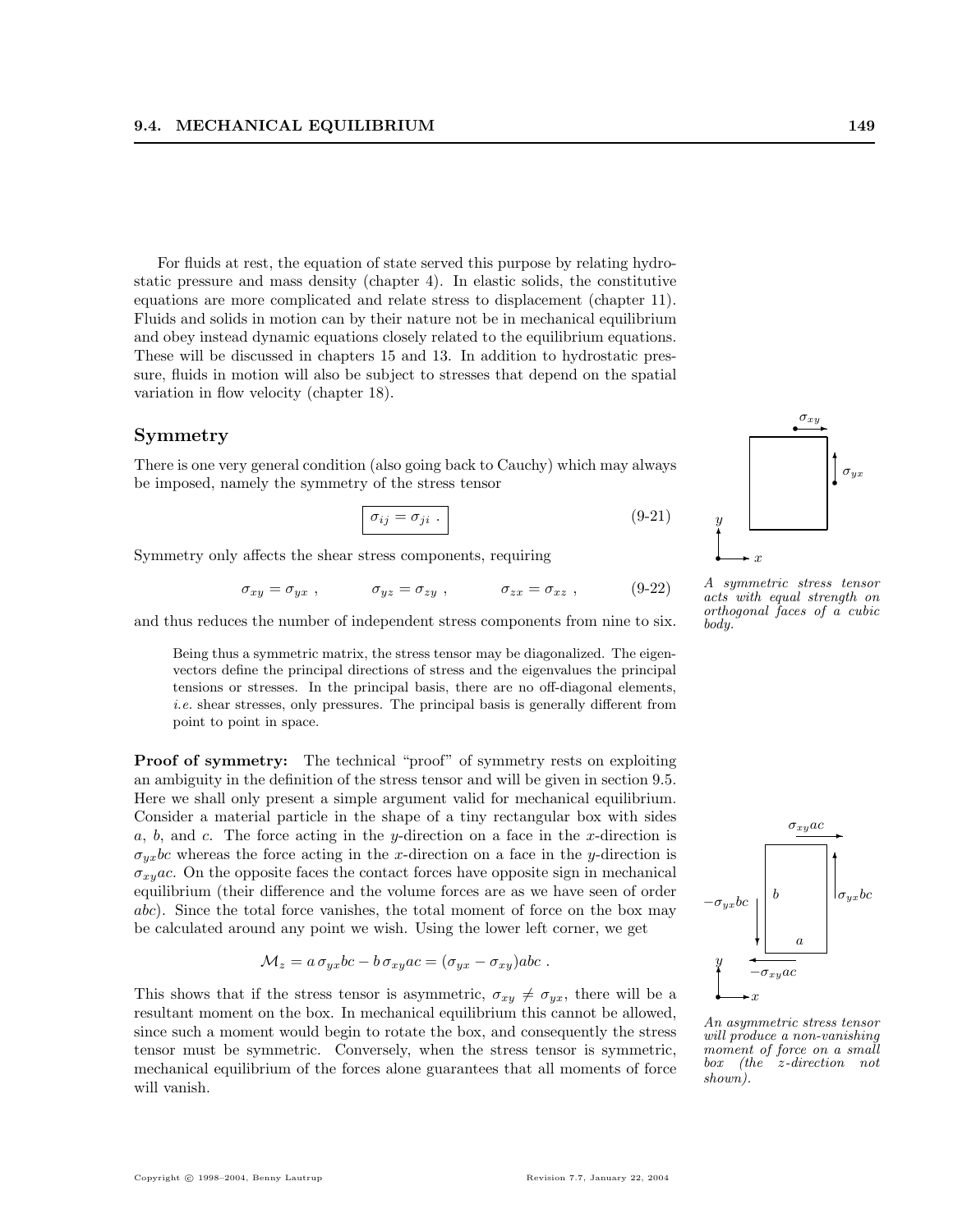For fluids at rest, the equation of state served this purpose by relating hydrostatic pressure and mass density (chapter 4). In elastic solids, the constitutive equations are more complicated and relate stress to displacement (chapter 11). Fluids and solids in motion can by their nature not be in mechanical equilibrium and obey instead dynamic equations closely related to the equilibrium equations. These will be discussed in chapters 15 and 13. In addition to hydrostatic pressure, fluids in motion will also be subject to stresses that depend on the spatial variation in flow velocity (chapter 18).

## Symmetry

There is one very general condition (also going back to Cauchy) which may always be imposed, namely the symmetry of the stress tensor

$$\boxed{\sigma_{ij} = \sigma_{ji}\ .} \tag{9-21}$$

Symmetry only affects the shear stress components, requiring

$$\sigma_{xy} = \sigma_{yx}\ , \qquad \sigma_{yz} = \sigma_{zy}\ , \qquad \sigma_{zx} = \sigma_{xz}\ , \tag{9-22}$$

and thus reduces the number of independent stress components from nine to six.

*A symmetric stress tensor acts with equal strength on orthogonal faces of a cubic body.*

> Being thus a symmetric matrix, the stress tensor may be diagonalized. The eigenvectors define the principal directions of stress and the eigenvalues the principal tensions or stresses. In the principal basis, there are no off-diagonal elements, *i.e.* shear stresses, only pressures. The principal basis is generally different from point to point in space.

**Proof of symmetry:** The technical "proof" of symmetry rests on exploiting an ambiguity in the definition of the stress tensor and will be given in section 9.5. Here we shall only present a simple argument valid for mechanical equilibrium. Consider a material particle in the shape of a tiny rectangular box with sides $a$, $b$, and $c$. The force acting in the $y$-direction on a face in the $x$-direction is $\sigma_{yx}bc$ whereas the force acting in the $x$-direction on a face in the $y$-direction is $\sigma_{xy}ac$. On the opposite faces the contact forces have opposite sign in mechanical equilibrium (their difference and the volume forces are as we have seen of order $abc$). Since the total force vanishes, the total moment of force on the box may be calculated around any point we wish. Using the lower left corner, we get

$$\mathcal{M}_z = a\,\sigma_{yx}bc - b\,\sigma_{xy}ac = (\sigma_{yx} - \sigma_{xy})abc\ .$$

This shows that if the stress tensor is asymmetric, $\sigma_{xy} \neq \sigma_{yx}$, there will be a resultant moment on the box. In mechanical equilibrium this cannot be allowed, since such a moment would begin to rotate the box, and consequently the stress tensor must be symmetric. Conversely, when the stress tensor is symmetric, mechanical equilibrium of the forces alone guarantees that all moments of force will vanish.

*An asymmetric stress tensor will produce a non-vanishing moment of force on a small box (the z-direction not shown).*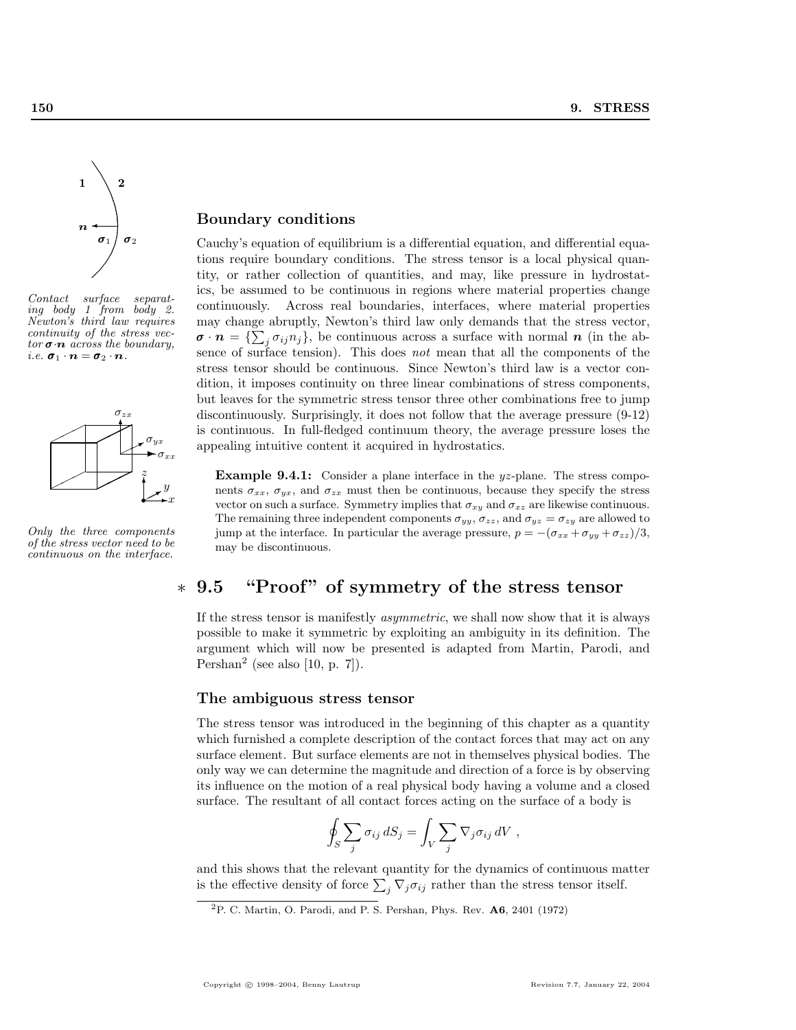*Contact surface separating body 1 from body 2. Newton's third law requires continuity of the stress vector $\boldsymbol{\sigma}\cdot\boldsymbol{n}$ across the boundary, i.e. $\boldsymbol{\sigma}_1 \cdot \boldsymbol{n} = \boldsymbol{\sigma}_2 \cdot \boldsymbol{n}$.*

*Only the three components of the stress vector need to be continuous on the interface.*

### Boundary conditions

Cauchy's equation of equilibrium is a differential equation, and differential equations require boundary conditions. The stress tensor is a local physical quantity, or rather collection of quantities, and may, like pressure in hydrostatics, be assumed to be continuous in regions where material properties change continuously. Across real boundaries, interfaces, where material properties may change abruptly, Newton's third law only demands that the stress vector, $\boldsymbol{\sigma} \cdot \boldsymbol{n} = \{\sum_j \sigma_{ij} n_j\}$, be continuous across a surface with normal $\boldsymbol{n}$ (in the absence of surface tension). This does *not* mean that all the components of the stress tensor should be continuous. Since Newton's third law is a vector condition, it imposes continuity on three linear combinations of stress components, but leaves for the symmetric stress tensor three other combinations free to jump discontinuously. Surprisingly, it does not follow that the average pressure (9-12) is continuous. In full-fledged continuum theory, the average pressure loses the appealing intuitive content it acquired in hydrostatics.

**Example 9.4.1:** Consider a plane interface in the $yz$-plane. The stress components $\sigma_{xx}$, $\sigma_{yx}$, and $\sigma_{zx}$ must then be continuous, because they specify the stress vector on such a surface. Symmetry implies that $\sigma_{xy}$ and $\sigma_{xz}$ are likewise continuous. The remaining three independent components $\sigma_{yy}$, $\sigma_{zz}$, and $\sigma_{yz} = \sigma_{zy}$ are allowed to jump at the interface. In particular the average pressure, $p = -(\sigma_{xx} + \sigma_{yy} + \sigma_{zz})/3$, may be discontinuous.

## * 9.5 "Proof" of symmetry of the stress tensor

If the stress tensor is manifestly *asymmetric*, we shall now show that it is always possible to make it symmetric by exploiting an ambiguity in its definition. The argument which will now be presented is adapted from Martin, Parodi, and Pershan[2] (see also [10, p. 7]).

### The ambiguous stress tensor

The stress tensor was introduced in the beginning of this chapter as a quantity which furnished a complete description of the contact forces that may act on any surface element. But surface elements are not in themselves physical bodies. The only way we can determine the magnitude and direction of a force is by observing its influence on the motion of a real physical body having a volume and a closed surface. The resultant of all contact forces acting on the surface of a body is

$$\oint_S \sum_j \sigma_{ij}\, dS_j = \int_V \sum_j \nabla_j \sigma_{ij}\, dV \ ,$$

and this shows that the relevant quantity for the dynamics of continuous matter is the effective density of force $\sum_j \nabla_j \sigma_{ij}$ rather than the stress tensor itself.

[2] P. C. Martin, O. Parodi, and P. S. Pershan, Phys. Rev. **A6**, 2401 (1972)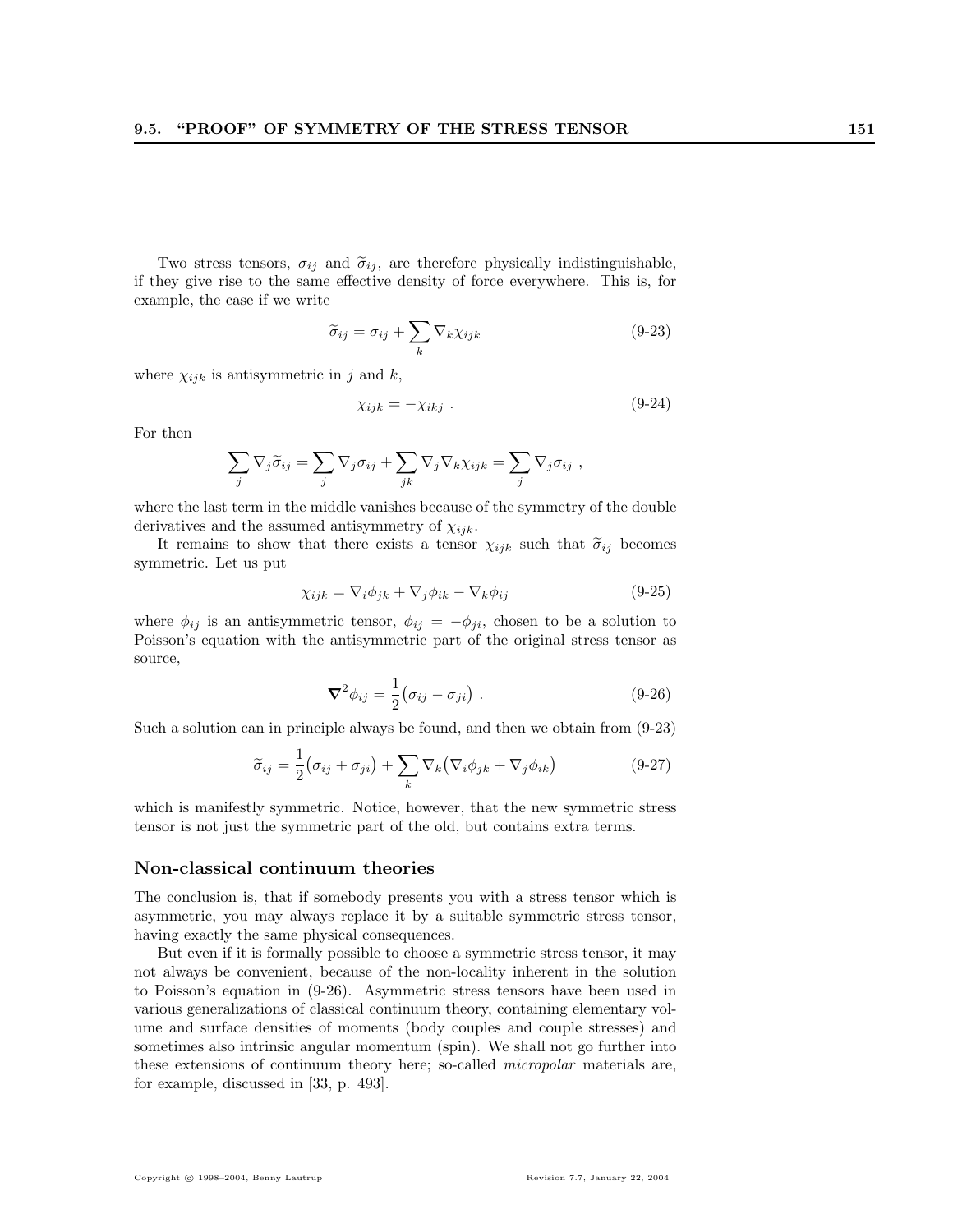Two stress tensors, $\sigma_{ij}$ and $\widetilde{\sigma}_{ij}$, are therefore physically indistinguishable, if they give rise to the same effective density of force everywhere. This is, for example, the case if we write

$$\widetilde{\sigma}_{ij} = \sigma_{ij} + \sum_k \nabla_k \chi_{ijk} \tag{9-23}$$

where $\chi_{ijk}$ is antisymmetric in $j$ and $k$,

$$\chi_{ijk} = -\chi_{ikj} \ . \tag{9-24}$$

For then

$$\sum_j \nabla_j \widetilde{\sigma}_{ij} = \sum_j \nabla_j \sigma_{ij} + \sum_{jk} \nabla_j \nabla_k \chi_{ijk} = \sum_j \nabla_j \sigma_{ij} \ ,$$

where the last term in the middle vanishes because of the symmetry of the double derivatives and the assumed antisymmetry of $\chi_{ijk}$.

It remains to show that there exists a tensor $\chi_{ijk}$ such that $\widetilde{\sigma}_{ij}$ becomes symmetric. Let us put

$$\chi_{ijk} = \nabla_i \phi_{jk} + \nabla_j \phi_{ik} - \nabla_k \phi_{ij} \tag{9-25}$$

where $\phi_{ij}$ is an antisymmetric tensor, $\phi_{ij} = -\phi_{ji}$, chosen to be a solution to Poisson's equation with the antisymmetric part of the original stress tensor as source,

$$\boldsymbol{\nabla}^2 \phi_{ij} = \frac{1}{2}\big(\sigma_{ij} - \sigma_{ji}\big) \ . \tag{9-26}$$

Such a solution can in principle always be found, and then we obtain from (9-23)

$$\widetilde{\sigma}_{ij} = \frac{1}{2}\big(\sigma_{ij} + \sigma_{ji}\big) + \sum_k \nabla_k \big(\nabla_i \phi_{jk} + \nabla_j \phi_{ik}\big) \tag{9-27}$$

which is manifestly symmetric. Notice, however, that the new symmetric stress tensor is not just the symmetric part of the old, but contains extra terms.

### Non-classical continuum theories

The conclusion is, that if somebody presents you with a stress tensor which is asymmetric, you may always replace it by a suitable symmetric stress tensor, having exactly the same physical consequences.

But even if it is formally possible to choose a symmetric stress tensor, it may not always be convenient, because of the non-locality inherent in the solution to Poisson's equation in (9-26). Asymmetric stress tensors have been used in various generalizations of classical continuum theory, containing elementary volume and surface densities of moments (body couples and couple stresses) and sometimes also intrinsic angular momentum (spin). We shall not go further into these extensions of continuum theory here; so-called *micropolar* materials are, for example, discussed in [33, p. 493].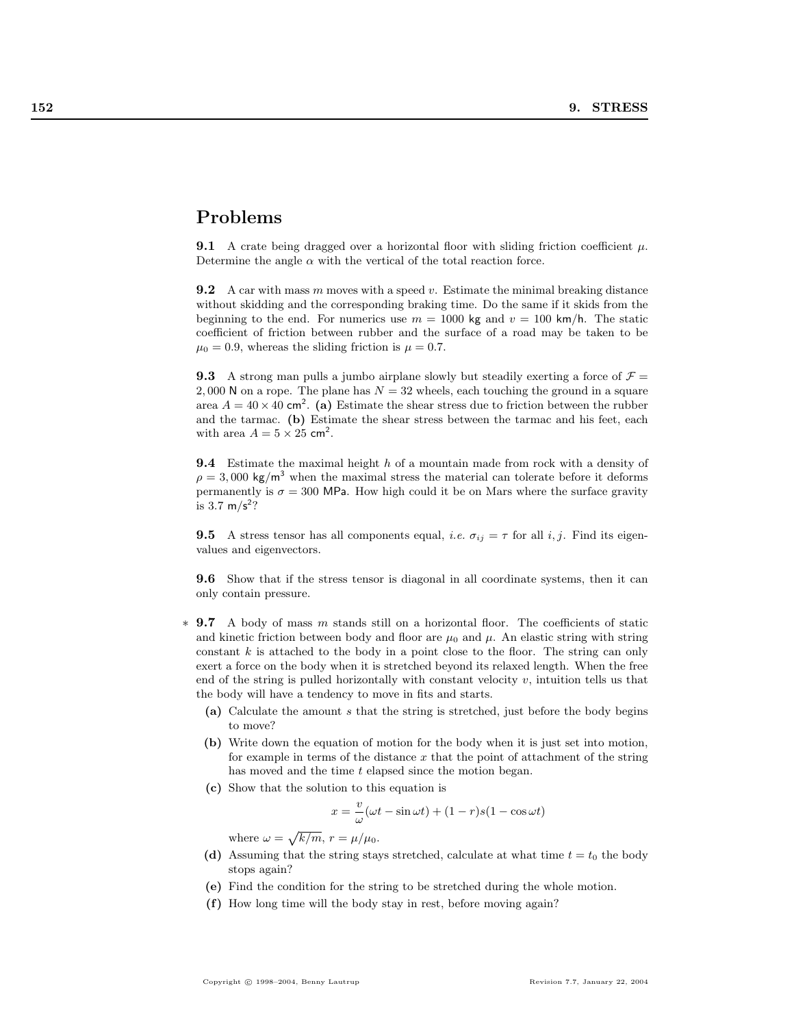# Problems

**9.1** A crate being dragged over a horizontal floor with sliding friction coefficient $\mu$. Determine the angle $\alpha$ with the vertical of the total reaction force.

**9.2** A car with mass $m$ moves with a speed $v$. Estimate the minimal breaking distance without skidding and the corresponding braking time. Do the same if it skids from the beginning to the end. For numerics use $m = 1000$ kg and $v = 100$ km/h. The static coefficient of friction between rubber and the surface of a road may be taken to be $\mu_0 = 0.9$, whereas the sliding friction is $\mu = 0.7$.

**9.3** A strong man pulls a jumbo airplane slowly but steadily exerting a force of $\mathcal{F} = 2,000$ N on a rope. The plane has $N = 32$ wheels, each touching the ground in a square area $A = 40 \times 40$ cm$^2$. **(a)** Estimate the shear stress due to friction between the rubber and the tarmac. **(b)** Estimate the shear stress between the tarmac and his feet, each with area $A = 5 \times 25$ cm$^2$.

**9.4** Estimate the maximal height $h$ of a mountain made from rock with a density of $\rho = 3,000$ kg/m$^3$ when the maximal stress the material can tolerate before it deforms permanently is $\sigma = 300$ MPa. How high could it be on Mars where the surface gravity is 3.7 m/s$^2$?

**9.5** A stress tensor has all components equal, *i.e.* $\sigma_{ij} = \tau$ for all $i, j$. Find its eigenvalues and eigenvectors.

**9.6** Show that if the stress tensor is diagonal in all coordinate systems, then it can only contain pressure.

\* **9.7** A body of mass $m$ stands still on a horizontal floor. The coefficients of static and kinetic friction between body and floor are $\mu_0$ and $\mu$. An elastic string with string constant $k$ is attached to the body in a point close to the floor. The string can only exert a force on the body when it is stretched beyond its relaxed length. When the free end of the string is pulled horizontally with constant velocity $v$, intuition tells us that the body will have a tendency to move in fits and starts.

- **(a)** Calculate the amount $s$ that the string is stretched, just before the body begins to move?
- **(b)** Write down the equation of motion for the body when it is just set into motion, for example in terms of the distance $x$ that the point of attachment of the string has moved and the time $t$ elapsed since the motion began.
- **(c)** Show that the solution to this equation is

$$x = \frac{v}{\omega}(\omega t - \sin \omega t) + (1 - r)s(1 - \cos \omega t)$$

  where $\omega = \sqrt{k/m}$, $r = \mu/\mu_0$.
- **(d)** Assuming that the string stays stretched, calculate at what time $t = t_0$ the body stops again?
- **(e)** Find the condition for the string to be stretched during the whole motion.
- **(f)** How long time will the body stay in rest, before moving again?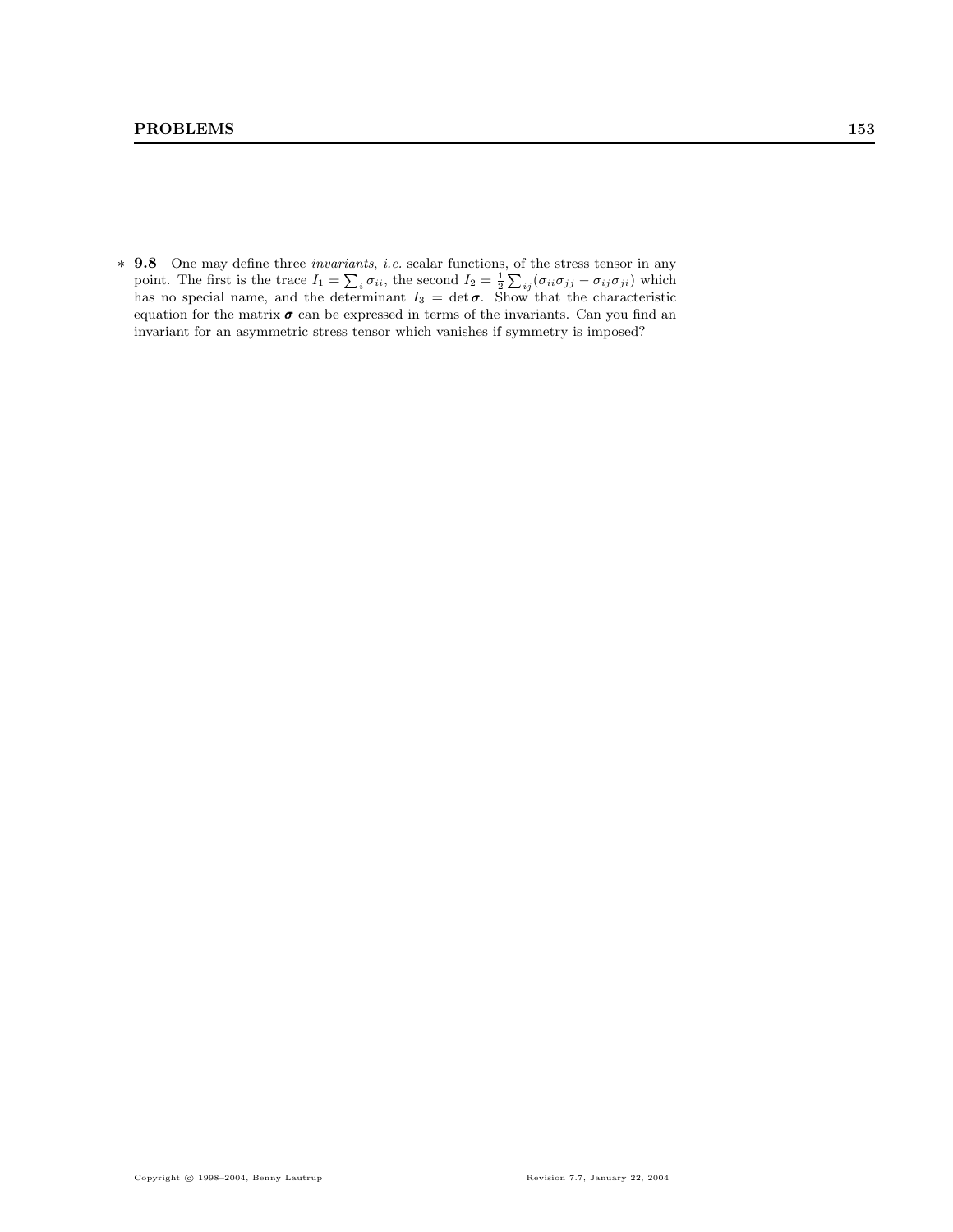$*$ **9.8** One may define three *invariants*, *i.e.* scalar functions, of the stress tensor in any point. The first is the trace $I_1 = \sum_i \sigma_{ii}$, the second $I_2 = \frac{1}{2}\sum_{ij}(\sigma_{ii}\sigma_{jj} - \sigma_{ij}\sigma_{ji})$ which has no special name, and the determinant $I_3 = \det \boldsymbol{\sigma}$. Show that the characteristic equation for the matrix $\boldsymbol{\sigma}$ can be expressed in terms of the invariants. Can you find an invariant for an asymmetric stress tensor which vanishes if symmetry is imposed?